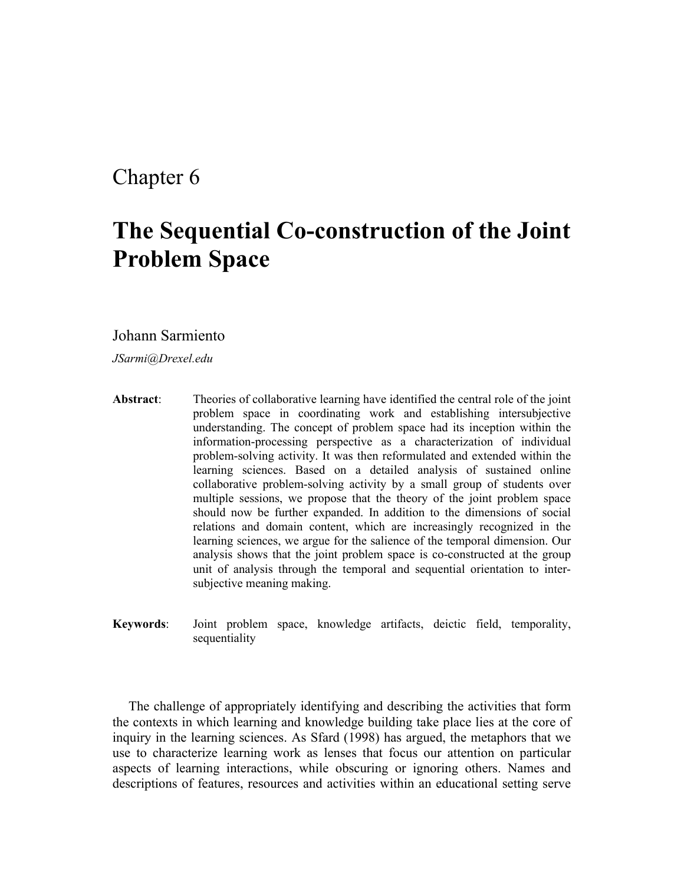Chapter 6

# The Sequential Co-construction of the Joint Problem Space

Johann Sarmiento

*JSarmi@Drexel.edu*

**Abstract**: Theories of collaborative learning have identified the central role of the joint problem space in coordinating work and establishing intersubjective understanding. The concept of problem space had its inception within the information-processing perspective as a characterization of individual problem-solving activity. It was then reformulated and extended within the learning sciences. Based on a detailed analysis of sustained online collaborative problem-solving activity by a small group of students over multiple sessions, we propose that the theory of the joint problem space should now be further expanded. In addition to the dimensions of social relations and domain content, which are increasingly recognized in the learning sciences, we argue for the salience of the temporal dimension. Our analysis shows that the joint problem space is co-constructed at the group unit of analysis through the temporal and sequential orientation to inter-subjective meaning making.

**Keywords**: Joint problem space, knowledge artifacts, deictic field, temporality, sequentiality

The challenge of appropriately identifying and describing the activities that form the contexts in which learning and knowledge building take place lies at the core of inquiry in the learning sciences. As Sfard (1998) has argued, the metaphors that we use to characterize learning work as lenses that focus our attention on particular aspects of learning interactions, while obscuring or ignoring others. Names and descriptions of features, resources and activities within an educational setting serve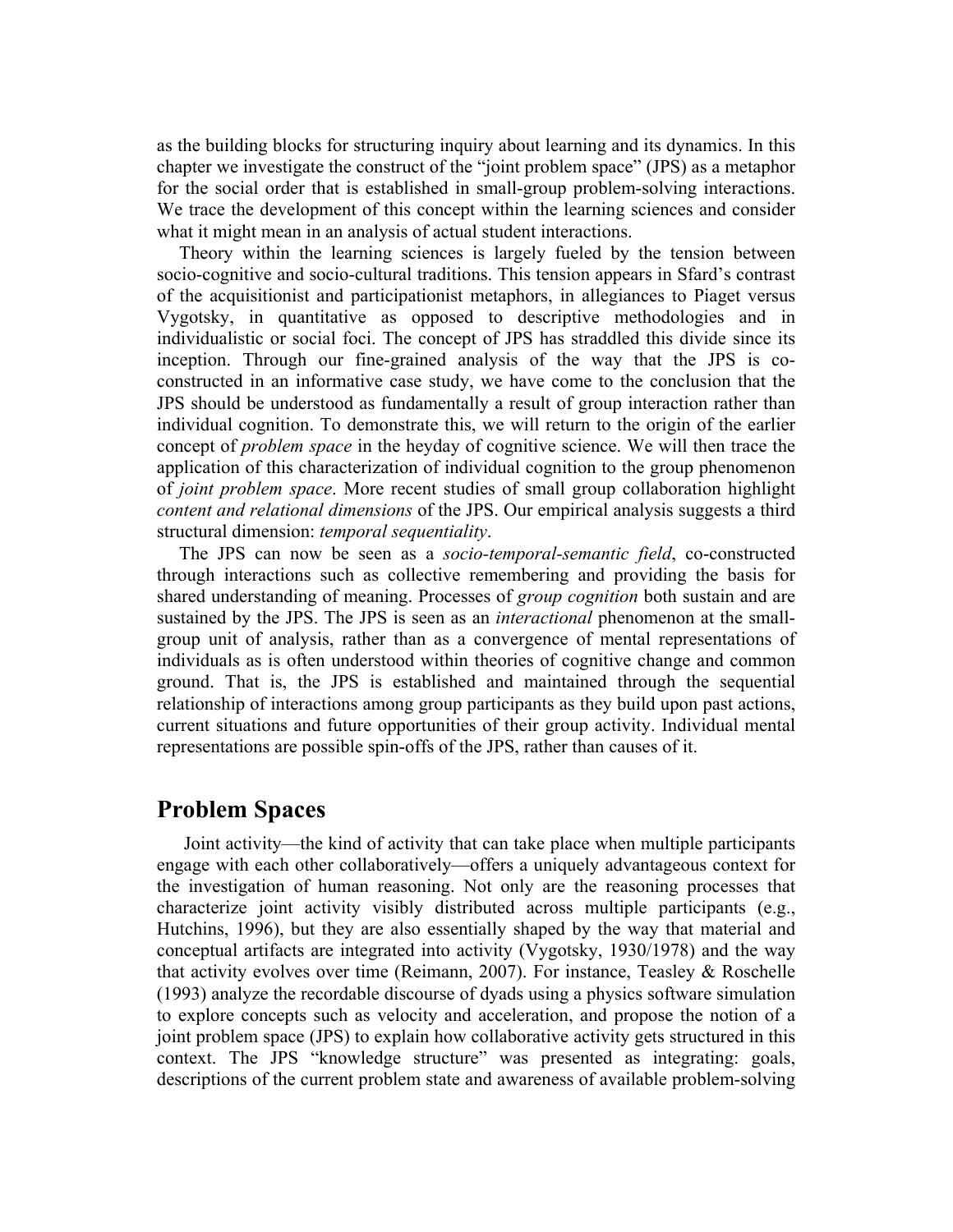as the building blocks for structuring inquiry about learning and its dynamics. In this chapter we investigate the construct of the "joint problem space" (JPS) as a metaphor for the social order that is established in small-group problem-solving interactions. We trace the development of this concept within the learning sciences and consider what it might mean in an analysis of actual student interactions.

Theory within the learning sciences is largely fueled by the tension between socio-cognitive and socio-cultural traditions. This tension appears in Sfard's contrast of the acquisitionist and participationist metaphors, in allegiances to Piaget versus Vygotsky, in quantitative as opposed to descriptive methodologies and in individualistic or social foci. The concept of JPS has straddled this divide since its inception. Through our fine-grained analysis of the way that the JPS is co-constructed in an informative case study, we have come to the conclusion that the JPS should be understood as fundamentally a result of group interaction rather than individual cognition. To demonstrate this, we will return to the origin of the earlier concept of *problem space* in the heyday of cognitive science. We will then trace the application of this characterization of individual cognition to the group phenomenon of *joint problem space*. More recent studies of small group collaboration highlight *content and relational dimensions* of the JPS. Our empirical analysis suggests a third structural dimension: *temporal sequentiality*.

The JPS can now be seen as a *socio-temporal-semantic field*, co-constructed through interactions such as collective remembering and providing the basis for shared understanding of meaning. Processes of *group cognition* both sustain and are sustained by the JPS. The JPS is seen as an *interactional* phenomenon at the small-group unit of analysis, rather than as a convergence of mental representations of individuals as is often understood within theories of cognitive change and common ground. That is, the JPS is established and maintained through the sequential relationship of interactions among group participants as they build upon past actions, current situations and future opportunities of their group activity. Individual mental representations are possible spin-offs of the JPS, rather than causes of it.

## Problem Spaces

Joint activity—the kind of activity that can take place when multiple participants engage with each other collaboratively—offers a uniquely advantageous context for the investigation of human reasoning. Not only are the reasoning processes that characterize joint activity visibly distributed across multiple participants (e.g., Hutchins, 1996), but they are also essentially shaped by the way that material and conceptual artifacts are integrated into activity (Vygotsky, 1930/1978) and the way that activity evolves over time (Reimann, 2007). For instance, Teasley & Roschelle (1993) analyze the recordable discourse of dyads using a physics software simulation to explore concepts such as velocity and acceleration, and propose the notion of a joint problem space (JPS) to explain how collaborative activity gets structured in this context. The JPS "knowledge structure" was presented as integrating: goals, descriptions of the current problem state and awareness of available problem-solving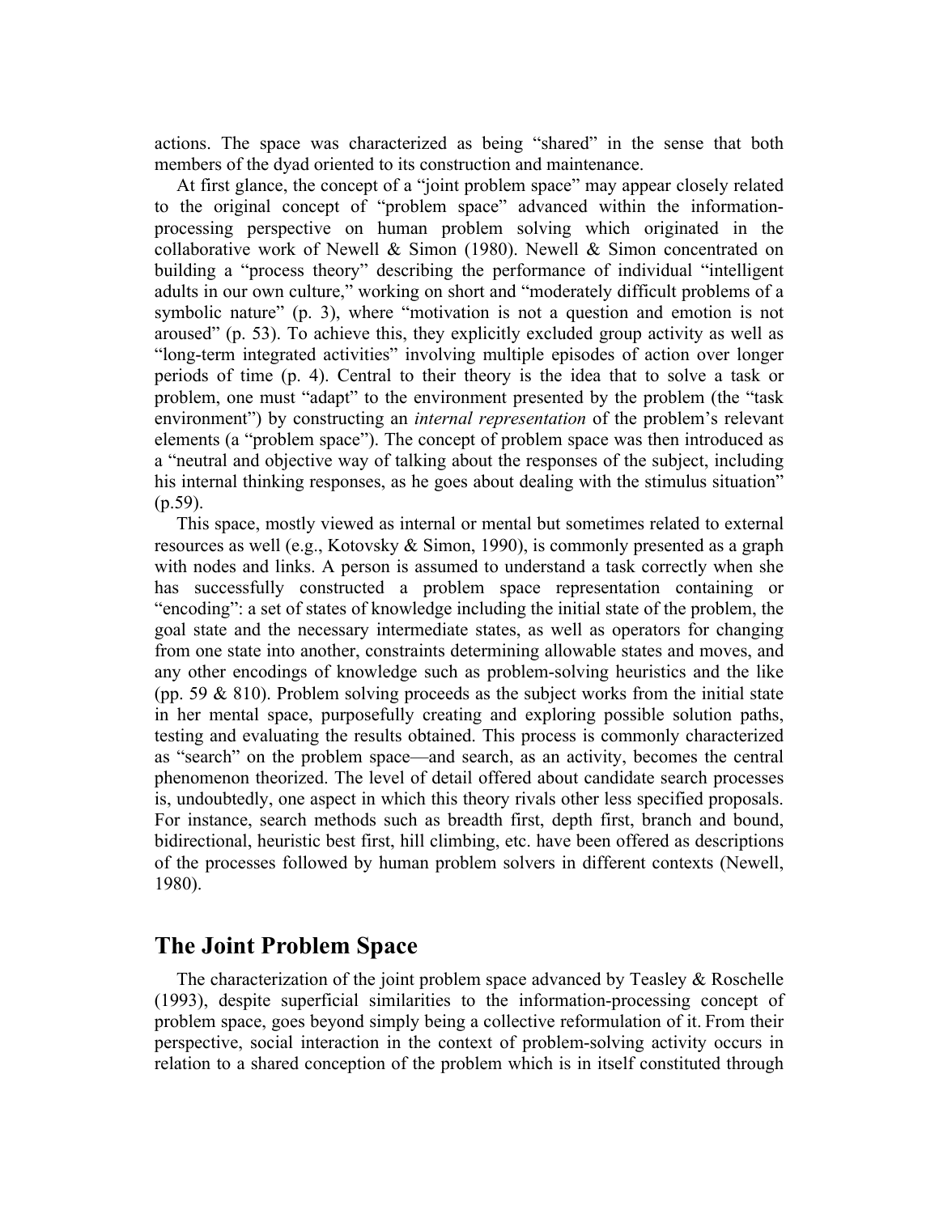actions. The space was characterized as being "shared" in the sense that both members of the dyad oriented to its construction and maintenance.

At first glance, the concept of a "joint problem space" may appear closely related to the original concept of "problem space" advanced within the information-processing perspective on human problem solving which originated in the collaborative work of Newell & Simon (1980). Newell & Simon concentrated on building a "process theory" describing the performance of individual "intelligent adults in our own culture," working on short and "moderately difficult problems of a symbolic nature" (p. 3), where "motivation is not a question and emotion is not aroused" (p. 53). To achieve this, they explicitly excluded group activity as well as "long-term integrated activities" involving multiple episodes of action over longer periods of time (p. 4). Central to their theory is the idea that to solve a task or problem, one must "adapt" to the environment presented by the problem (the "task environment") by constructing an *internal representation* of the problem's relevant elements (a "problem space"). The concept of problem space was then introduced as a "neutral and objective way of talking about the responses of the subject, including his internal thinking responses, as he goes about dealing with the stimulus situation" (p.59).

This space, mostly viewed as internal or mental but sometimes related to external resources as well (e.g., Kotovsky & Simon, 1990), is commonly presented as a graph with nodes and links. A person is assumed to understand a task correctly when she has successfully constructed a problem space representation containing or "encoding": a set of states of knowledge including the initial state of the problem, the goal state and the necessary intermediate states, as well as operators for changing from one state into another, constraints determining allowable states and moves, and any other encodings of knowledge such as problem-solving heuristics and the like (pp. 59 & 810). Problem solving proceeds as the subject works from the initial state in her mental space, purposefully creating and exploring possible solution paths, testing and evaluating the results obtained. This process is commonly characterized as "search" on the problem space—and search, as an activity, becomes the central phenomenon theorized. The level of detail offered about candidate search processes is, undoubtedly, one aspect in which this theory rivals other less specified proposals. For instance, search methods such as breadth first, depth first, branch and bound, bidirectional, heuristic best first, hill climbing, etc. have been offered as descriptions of the processes followed by human problem solvers in different contexts (Newell, 1980).

## The Joint Problem Space

The characterization of the joint problem space advanced by Teasley & Roschelle (1993), despite superficial similarities to the information-processing concept of problem space, goes beyond simply being a collective reformulation of it. From their perspective, social interaction in the context of problem-solving activity occurs in relation to a shared conception of the problem which is in itself constituted through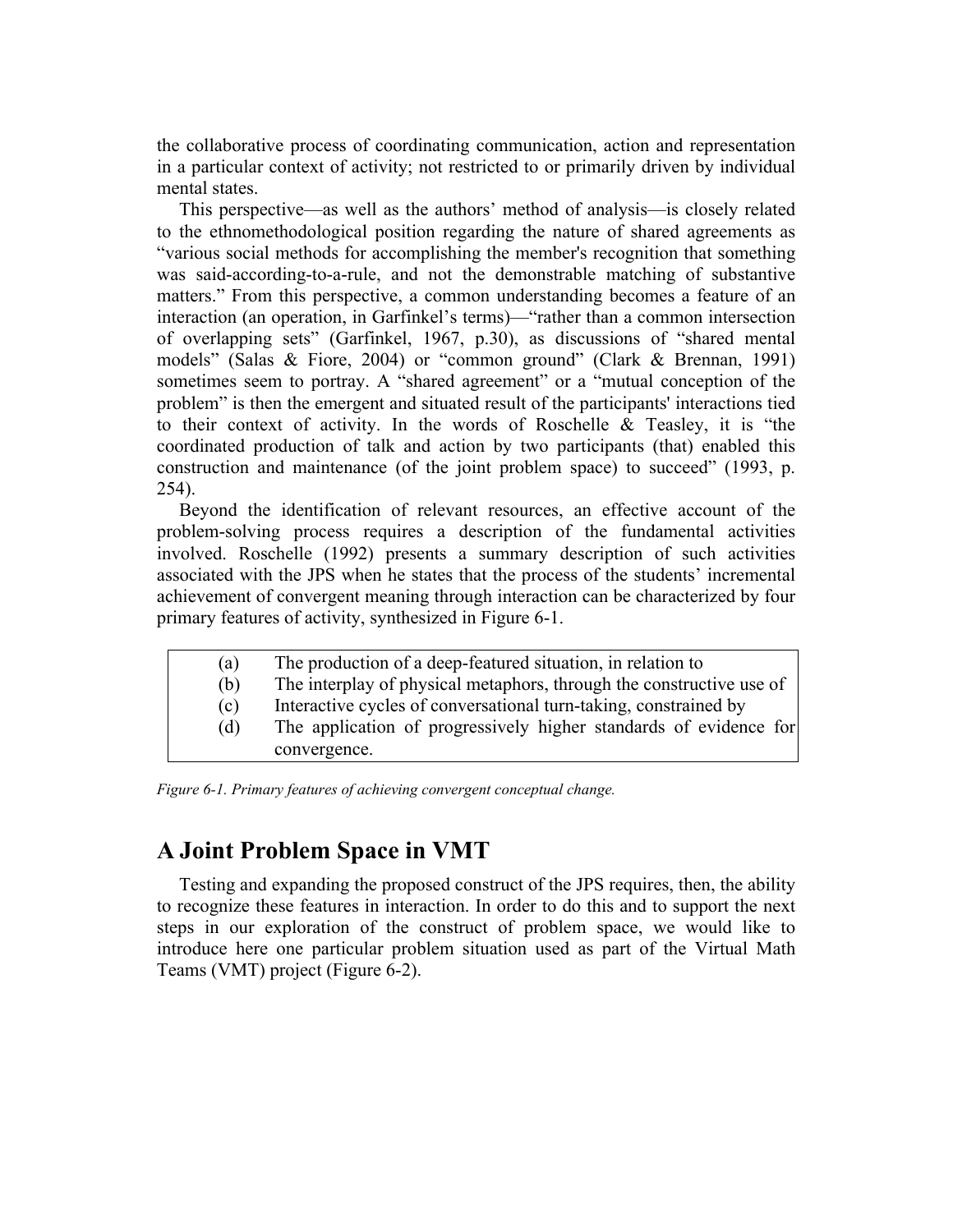the collaborative process of coordinating communication, action and representation in a particular context of activity; not restricted to or primarily driven by individual mental states.

This perspective—as well as the authors' method of analysis—is closely related to the ethnomethodological position regarding the nature of shared agreements as "various social methods for accomplishing the member's recognition that something was said-according-to-a-rule, and not the demonstrable matching of substantive matters." From this perspective, a common understanding becomes a feature of an interaction (an operation, in Garfinkel's terms)—"rather than a common intersection of overlapping sets" (Garfinkel, 1967, p.30), as discussions of "shared mental models" (Salas & Fiore, 2004) or "common ground" (Clark & Brennan, 1991) sometimes seem to portray. A "shared agreement" or a "mutual conception of the problem" is then the emergent and situated result of the participants' interactions tied to their context of activity. In the words of Roschelle & Teasley, it is "the coordinated production of talk and action by two participants (that) enabled this construction and maintenance (of the joint problem space) to succeed" (1993, p. 254).

Beyond the identification of relevant resources, an effective account of the problem-solving process requires a description of the fundamental activities involved. Roschelle (1992) presents a summary description of such activities associated with the JPS when he states that the process of the students' incremental achievement of convergent meaning through interaction can be characterized by four primary features of activity, synthesized in Figure 6-1.

| | |
|---|---|
| (a) | The production of a deep-featured situation, in relation to |
| (b) | The interplay of physical metaphors, through the constructive use of |
| (c) | Interactive cycles of conversational turn-taking, constrained by |
| (d) | The application of progressively higher standards of evidence for convergence. |

*Figure 6-1. Primary features of achieving convergent conceptual change.*

# A Joint Problem Space in VMT

Testing and expanding the proposed construct of the JPS requires, then, the ability to recognize these features in interaction. In order to do this and to support the next steps in our exploration of the construct of problem space, we would like to introduce here one particular problem situation used as part of the Virtual Math Teams (VMT) project (Figure 6-2).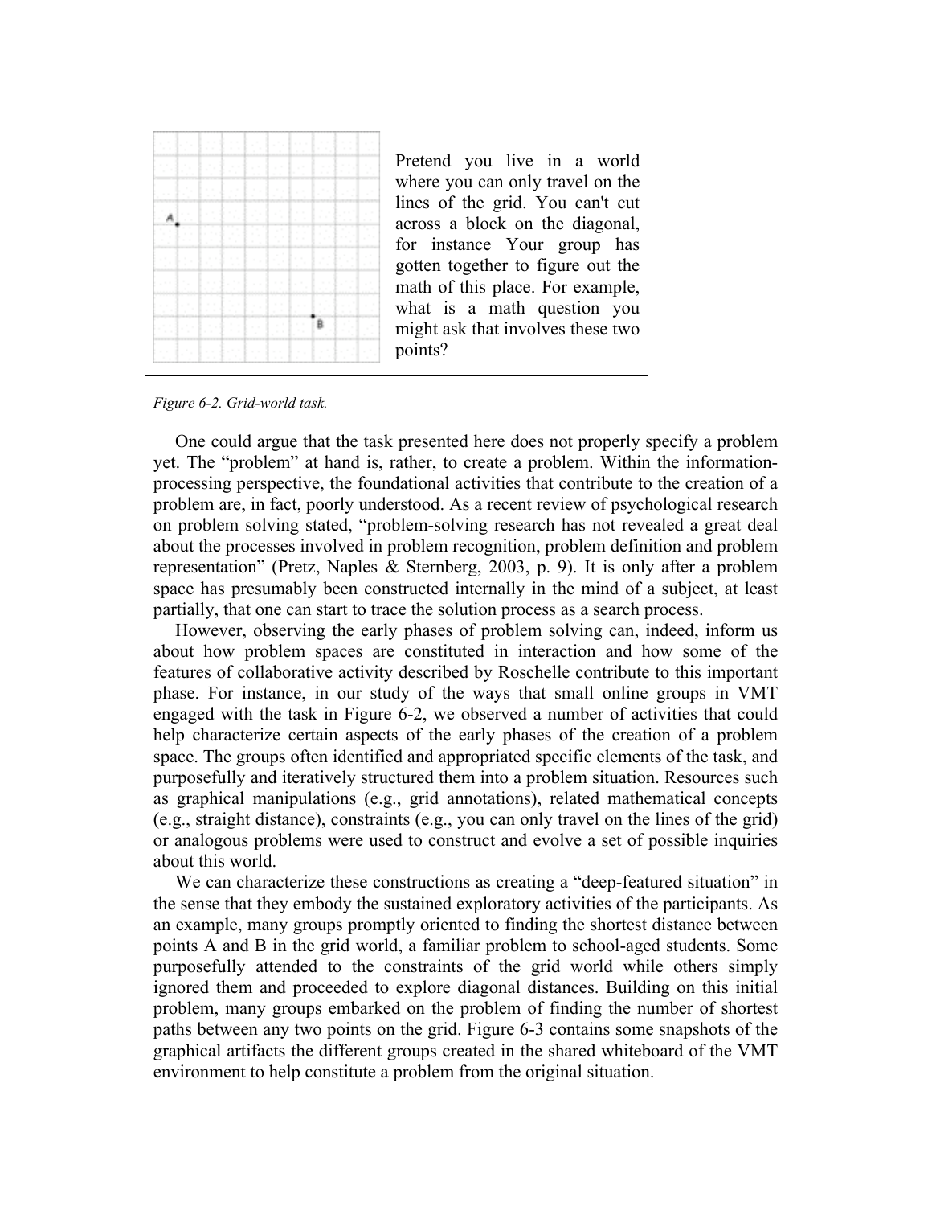Pretend you live in a world where you can only travel on the lines of the grid. You can't cut across a block on the diagonal, for instance Your group has gotten together to figure out the math of this place. For example, what is a math question you might ask that involves these two points?

*Figure 6-2. Grid-world task.*

One could argue that the task presented here does not properly specify a problem yet. The "problem" at hand is, rather, to create a problem. Within the information-processing perspective, the foundational activities that contribute to the creation of a problem are, in fact, poorly understood. As a recent review of psychological research on problem solving stated, "problem-solving research has not revealed a great deal about the processes involved in problem recognition, problem definition and problem representation" (Pretz, Naples & Sternberg, 2003, p. 9). It is only after a problem space has presumably been constructed internally in the mind of a subject, at least partially, that one can start to trace the solution process as a search process.

However, observing the early phases of problem solving can, indeed, inform us about how problem spaces are constituted in interaction and how some of the features of collaborative activity described by Roschelle contribute to this important phase. For instance, in our study of the ways that small online groups in VMT engaged with the task in Figure 6-2, we observed a number of activities that could help characterize certain aspects of the early phases of the creation of a problem space. The groups often identified and appropriated specific elements of the task, and purposefully and iteratively structured them into a problem situation. Resources such as graphical manipulations (e.g., grid annotations), related mathematical concepts (e.g., straight distance), constraints (e.g., you can only travel on the lines of the grid) or analogous problems were used to construct and evolve a set of possible inquiries about this world.

We can characterize these constructions as creating a "deep-featured situation" in the sense that they embody the sustained exploratory activities of the participants. As an example, many groups promptly oriented to finding the shortest distance between points A and B in the grid world, a familiar problem to school-aged students. Some purposefully attended to the constraints of the grid world while others simply ignored them and proceeded to explore diagonal distances. Building on this initial problem, many groups embarked on the problem of finding the number of shortest paths between any two points on the grid. Figure 6-3 contains some snapshots of the graphical artifacts the different groups created in the shared whiteboard of the VMT environment to help constitute a problem from the original situation.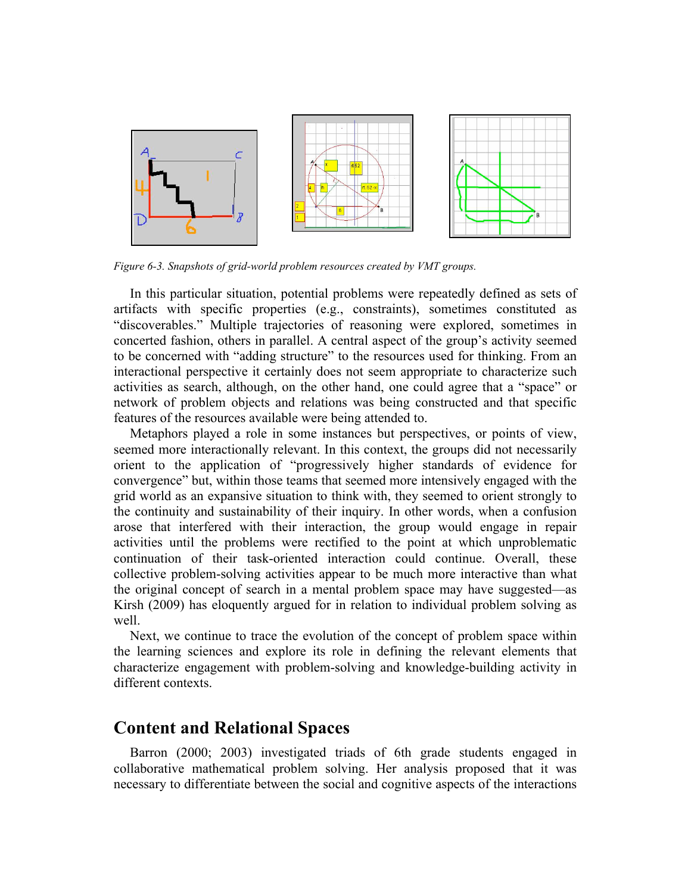*Figure 6-3. Snapshots of grid-world problem resources created by VMT groups.*

In this particular situation, potential problems were repeatedly defined as sets of artifacts with specific properties (e.g., constraints), sometimes constituted as "discoverables." Multiple trajectories of reasoning were explored, sometimes in concerted fashion, others in parallel. A central aspect of the group's activity seemed to be concerned with "adding structure" to the resources used for thinking. From an interactional perspective it certainly does not seem appropriate to characterize such activities as search, although, on the other hand, one could agree that a "space" or network of problem objects and relations was being constructed and that specific features of the resources available were being attended to.

Metaphors played a role in some instances but perspectives, or points of view, seemed more interactionally relevant. In this context, the groups did not necessarily orient to the application of "progressively higher standards of evidence for convergence" but, within those teams that seemed more intensively engaged with the grid world as an expansive situation to think with, they seemed to orient strongly to the continuity and sustainability of their inquiry. In other words, when a confusion arose that interfered with their interaction, the group would engage in repair activities until the problems were rectified to the point at which unproblematic continuation of their task-oriented interaction could continue. Overall, these collective problem-solving activities appear to be much more interactive than what the original concept of search in a mental problem space may have suggested—as Kirsh (2009) has eloquently argued for in relation to individual problem solving as well.

Next, we continue to trace the evolution of the concept of problem space within the learning sciences and explore its role in defining the relevant elements that characterize engagement with problem-solving and knowledge-building activity in different contexts.

## Content and Relational Spaces

Barron (2000; 2003) investigated triads of 6th grade students engaged in collaborative mathematical problem solving. Her analysis proposed that it was necessary to differentiate between the social and cognitive aspects of the interactions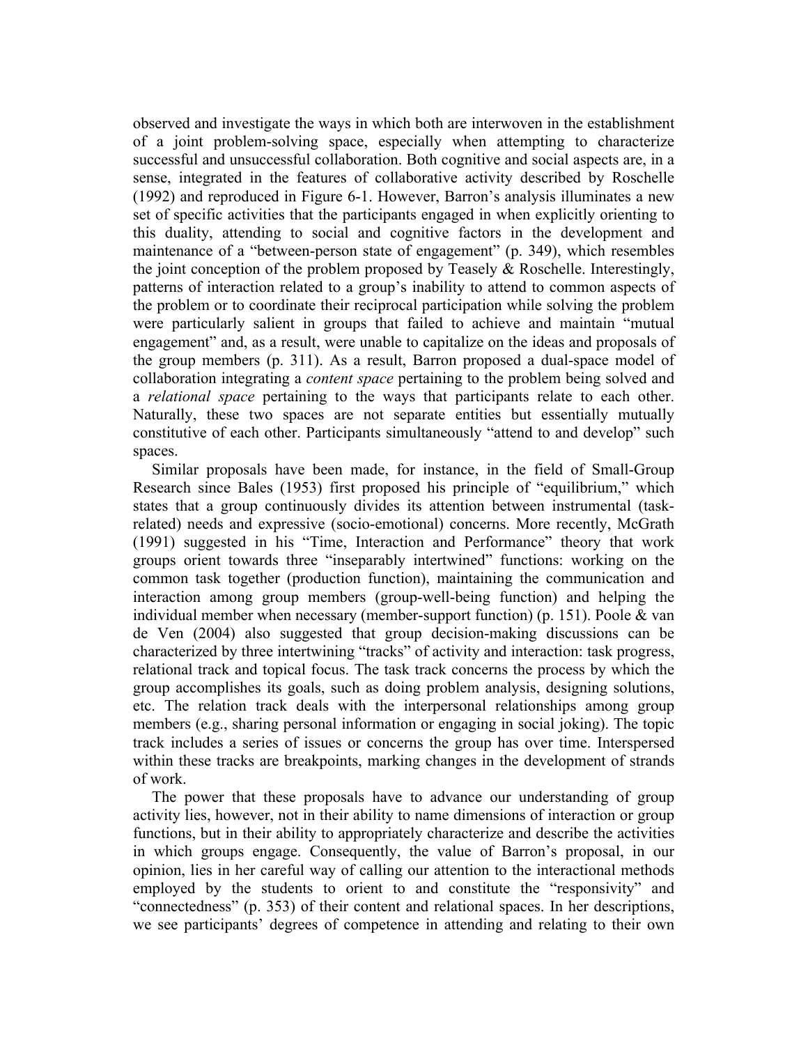observed and investigate the ways in which both are interwoven in the establishment of a joint problem-solving space, especially when attempting to characterize successful and unsuccessful collaboration. Both cognitive and social aspects are, in a sense, integrated in the features of collaborative activity described by Roschelle (1992) and reproduced in Figure 6-1. However, Barron's analysis illuminates a new set of specific activities that the participants engaged in when explicitly orienting to this duality, attending to social and cognitive factors in the development and maintenance of a "between-person state of engagement" (p. 349), which resembles the joint conception of the problem proposed by Teasely & Roschelle. Interestingly, patterns of interaction related to a group's inability to attend to common aspects of the problem or to coordinate their reciprocal participation while solving the problem were particularly salient in groups that failed to achieve and maintain "mutual engagement" and, as a result, were unable to capitalize on the ideas and proposals of the group members (p. 311). As a result, Barron proposed a dual-space model of collaboration integrating a *content space* pertaining to the problem being solved and a *relational space* pertaining to the ways that participants relate to each other. Naturally, these two spaces are not separate entities but essentially mutually constitutive of each other. Participants simultaneously "attend to and develop" such spaces.

Similar proposals have been made, for instance, in the field of Small-Group Research since Bales (1953) first proposed his principle of "equilibrium," which states that a group continuously divides its attention between instrumental (task-related) needs and expressive (socio-emotional) concerns. More recently, McGrath (1991) suggested in his "Time, Interaction and Performance" theory that work groups orient towards three "inseparably intertwined" functions: working on the common task together (production function), maintaining the communication and interaction among group members (group-well-being function) and helping the individual member when necessary (member-support function) (p. 151). Poole & van de Ven (2004) also suggested that group decision-making discussions can be characterized by three intertwining "tracks" of activity and interaction: task progress, relational track and topical focus. The task track concerns the process by which the group accomplishes its goals, such as doing problem analysis, designing solutions, etc. The relation track deals with the interpersonal relationships among group members (e.g., sharing personal information or engaging in social joking). The topic track includes a series of issues or concerns the group has over time. Interspersed within these tracks are breakpoints, marking changes in the development of strands of work.

The power that these proposals have to advance our understanding of group activity lies, however, not in their ability to name dimensions of interaction or group functions, but in their ability to appropriately characterize and describe the activities in which groups engage. Consequently, the value of Barron's proposal, in our opinion, lies in her careful way of calling our attention to the interactional methods employed by the students to orient to and constitute the "responsivity" and "connectedness" (p. 353) of their content and relational spaces. In her descriptions, we see participants' degrees of competence in attending and relating to their own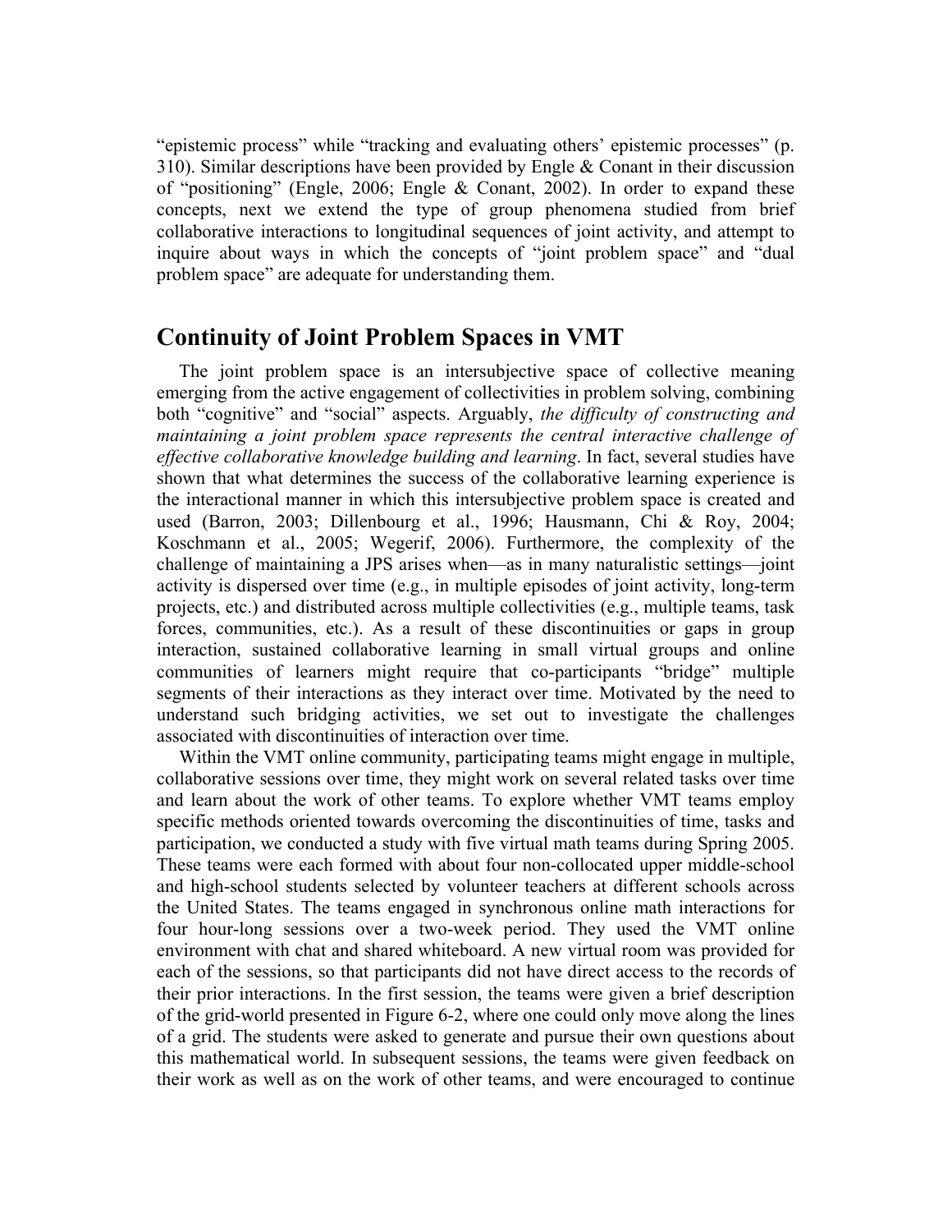"epistemic process" while "tracking and evaluating others' epistemic processes" (p. 310). Similar descriptions have been provided by Engle & Conant in their discussion of "positioning" (Engle, 2006; Engle & Conant, 2002). In order to expand these concepts, next we extend the type of group phenomena studied from brief collaborative interactions to longitudinal sequences of joint activity, and attempt to inquire about ways in which the concepts of "joint problem space" and "dual problem space" are adequate for understanding them.

## Continuity of Joint Problem Spaces in VMT

The joint problem space is an intersubjective space of collective meaning emerging from the active engagement of collectivities in problem solving, combining both "cognitive" and "social" aspects. Arguably, *the difficulty of constructing and maintaining a joint problem space represents the central interactive challenge of effective collaborative knowledge building and learning*. In fact, several studies have shown that what determines the success of the collaborative learning experience is the interactional manner in which this intersubjective problem space is created and used (Barron, 2003; Dillenbourg et al., 1996; Hausmann, Chi & Roy, 2004; Koschmann et al., 2005; Wegerif, 2006). Furthermore, the complexity of the challenge of maintaining a JPS arises when—as in many naturalistic settings—joint activity is dispersed over time (e.g., in multiple episodes of joint activity, long-term projects, etc.) and distributed across multiple collectivities (e.g., multiple teams, task forces, communities, etc.). As a result of these discontinuities or gaps in group interaction, sustained collaborative learning in small virtual groups and online communities of learners might require that co-participants "bridge" multiple segments of their interactions as they interact over time. Motivated by the need to understand such bridging activities, we set out to investigate the challenges associated with discontinuities of interaction over time.

Within the VMT online community, participating teams might engage in multiple, collaborative sessions over time, they might work on several related tasks over time and learn about the work of other teams. To explore whether VMT teams employ specific methods oriented towards overcoming the discontinuities of time, tasks and participation, we conducted a study with five virtual math teams during Spring 2005. These teams were each formed with about four non-collocated upper middle-school and high-school students selected by volunteer teachers at different schools across the United States. The teams engaged in synchronous online math interactions for four hour-long sessions over a two-week period. They used the VMT online environment with chat and shared whiteboard. A new virtual room was provided for each of the sessions, so that participants did not have direct access to the records of their prior interactions. In the first session, the teams were given a brief description of the grid-world presented in Figure 6-2, where one could only move along the lines of a grid. The students were asked to generate and pursue their own questions about this mathematical world. In subsequent sessions, the teams were given feedback on their work as well as on the work of other teams, and were encouraged to continue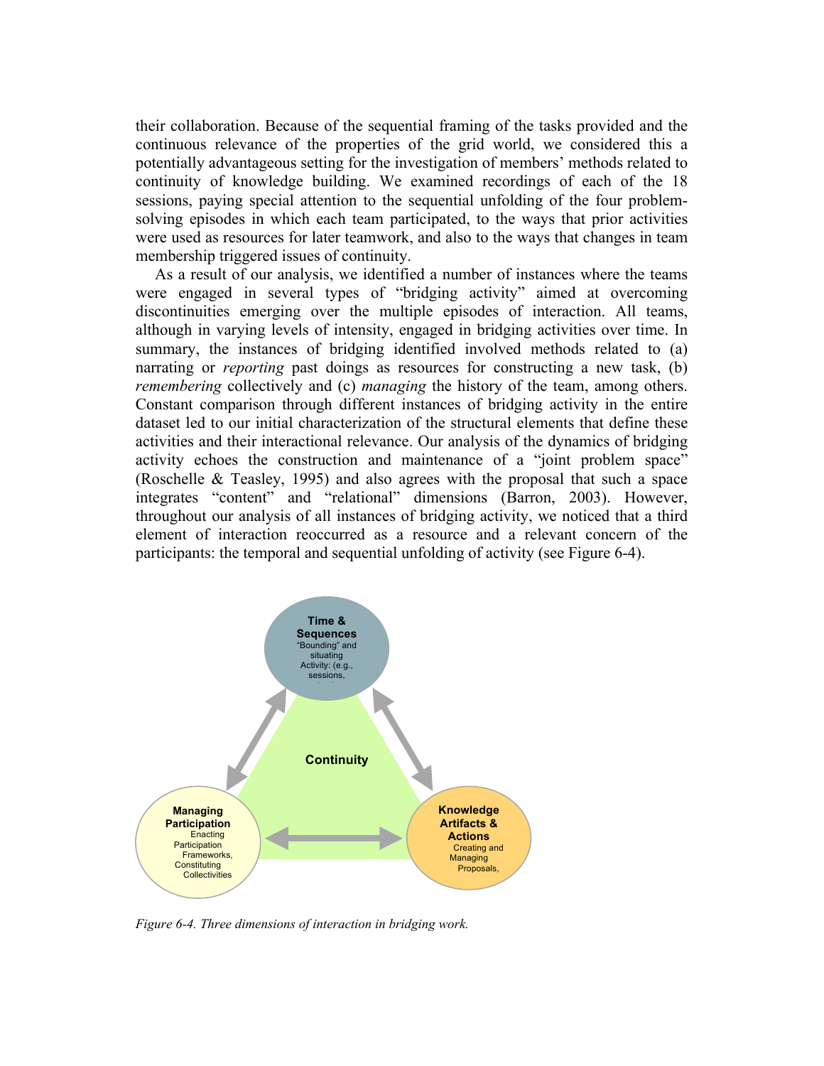their collaboration. Because of the sequential framing of the tasks provided and the continuous relevance of the properties of the grid world, we considered this a potentially advantageous setting for the investigation of members' methods related to continuity of knowledge building. We examined recordings of each of the 18 sessions, paying special attention to the sequential unfolding of the four problem-solving episodes in which each team participated, to the ways that prior activities were used as resources for later teamwork, and also to the ways that changes in team membership triggered issues of continuity.

As a result of our analysis, we identified a number of instances where the teams were engaged in several types of "bridging activity" aimed at overcoming discontinuities emerging over the multiple episodes of interaction. All teams, although in varying levels of intensity, engaged in bridging activities over time. In summary, the instances of bridging identified involved methods related to (a) narrating or *reporting* past doings as resources for constructing a new task, (b) *remembering* collectively and (c) *managing* the history of the team, among others. Constant comparison through different instances of bridging activity in the entire dataset led to our initial characterization of the structural elements that define these activities and their interactional relevance. Our analysis of the dynamics of bridging activity echoes the construction and maintenance of a "joint problem space" (Roschelle & Teasley, 1995) and also agrees with the proposal that such a space integrates "content" and "relational" dimensions (Barron, 2003). However, throughout our analysis of all instances of bridging activity, we noticed that a third element of interaction reoccurred as a resource and a relevant concern of the participants: the temporal and sequential unfolding of activity (see Figure 6-4).

*Figure 6-4. Three dimensions of interaction in bridging work.*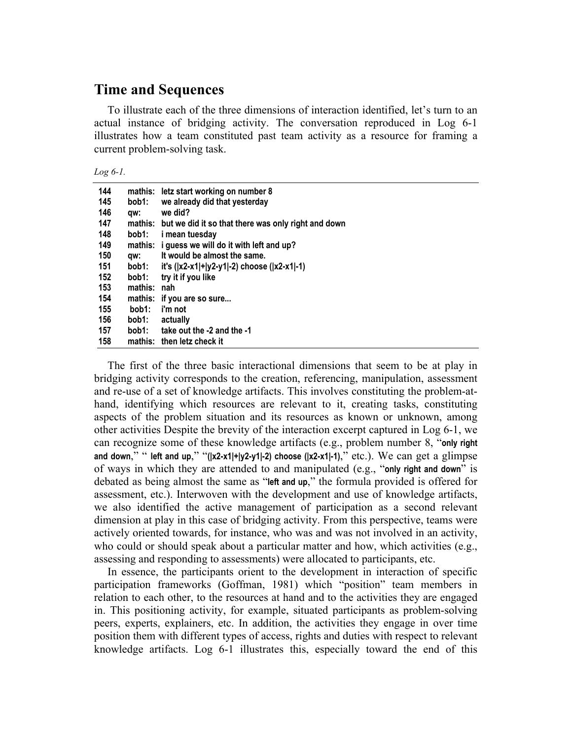## Time and Sequences

To illustrate each of the three dimensions of interaction identified, let's turn to an actual instance of bridging activity. The conversation reproduced in Log 6-1 illustrates how a team constituted past team activity as a resource for framing a current problem-solving task.

*Log 6-1.*

| | | |
|---|---|---|
| **144** | **mathis:** | **letz start working on number 8** |
| **145** | **bob1:** | **we already did that yesterday** |
| **146** | **qw:** | **we did?** |
| **147** | **mathis:** | **but we did it so that there was only right and down** |
| **148** | **bob1:** | **i mean tuesday** |
| **149** | **mathis:** | **i guess we will do it with left and up?** |
| **150** | **qw:** | **It would be almost the same.** |
| **151** | **bob1:** | **it's (\|x2-x1\|+\|y2-y1\|-2) choose (\|x2-x1\|-1)** |
| **152** | **bob1:** | **try it if you like** |
| **153** | **mathis:** | **nah** |
| **154** | **mathis:** | **if you are so sure...** |
| **155** | **bob1:** | **i'm not** |
| **156** | **bob1:** | **actually** |
| **157** | **bob1:** | **take out the -2 and the -1** |
| **158** | **mathis:** | **then letz check it** |

The first of the three basic interactional dimensions that seem to be at play in bridging activity corresponds to the creation, referencing, manipulation, assessment and re-use of a set of knowledge artifacts. This involves constituting the problem-at-hand, identifying which resources are relevant to it, creating tasks, constituting aspects of the problem situation and its resources as known or unknown, among other activities Despite the brevity of the interaction excerpt captured in Log 6-1, we can recognize some of these knowledge artifacts (e.g., problem number 8, "**only right and down**," " **left and up**," "**(|x2-x1|+|y2-y1|-2) choose (|x2-x1|-1)**," etc.). We can get a glimpse of ways in which they are attended to and manipulated (e.g., "**only right and down**" is debated as being almost the same as "**left and up**," the formula provided is offered for assessment, etc.). Interwoven with the development and use of knowledge artifacts, we also identified the active management of participation as a second relevant dimension at play in this case of bridging activity. From this perspective, teams were actively oriented towards, for instance, who was and was not involved in an activity, who could or should speak about a particular matter and how, which activities (e.g., assessing and responding to assessments) were allocated to participants, etc.

In essence, the participants orient to the development in interaction of specific participation frameworks (Goffman, 1981) which "position" team members in relation to each other, to the resources at hand and to the activities they are engaged in. This positioning activity, for example, situated participants as problem-solving peers, experts, explainers, etc. In addition, the activities they engage in over time position them with different types of access, rights and duties with respect to relevant knowledge artifacts. Log 6-1 illustrates this, especially toward the end of this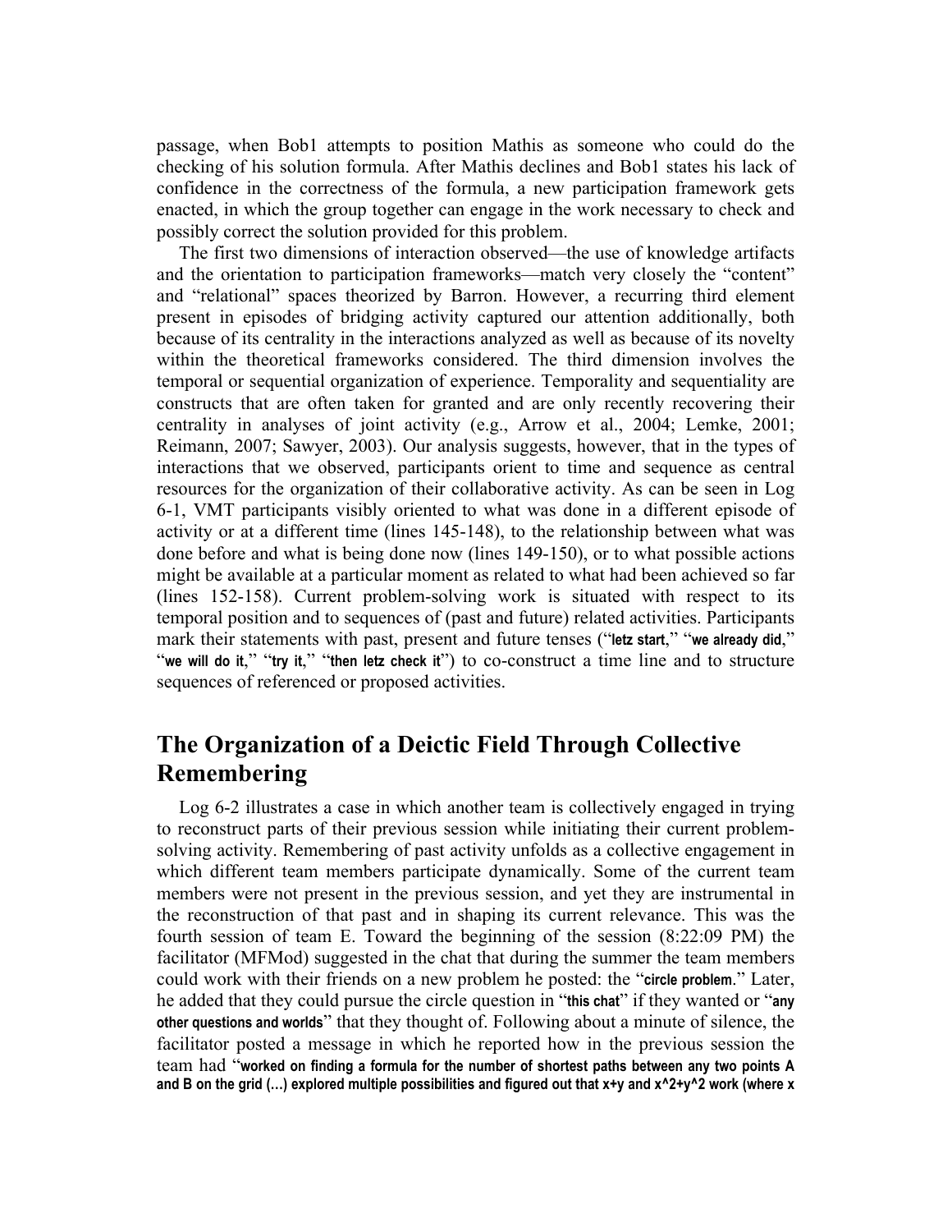passage, when Bob1 attempts to position Mathis as someone who could do the checking of his solution formula. After Mathis declines and Bob1 states his lack of confidence in the correctness of the formula, a new participation framework gets enacted, in which the group together can engage in the work necessary to check and possibly correct the solution provided for this problem.

The first two dimensions of interaction observed—the use of knowledge artifacts and the orientation to participation frameworks—match very closely the "content" and "relational" spaces theorized by Barron. However, a recurring third element present in episodes of bridging activity captured our attention additionally, both because of its centrality in the interactions analyzed as well as because of its novelty within the theoretical frameworks considered. The third dimension involves the temporal or sequential organization of experience. Temporality and sequentiality are constructs that are often taken for granted and are only recently recovering their centrality in analyses of joint activity (e.g., Arrow et al., 2004; Lemke, 2001; Reimann, 2007; Sawyer, 2003). Our analysis suggests, however, that in the types of interactions that we observed, participants orient to time and sequence as central resources for the organization of their collaborative activity. As can be seen in Log 6-1, VMT participants visibly oriented to what was done in a different episode of activity or at a different time (lines 145-148), to the relationship between what was done before and what is being done now (lines 149-150), or to what possible actions might be available at a particular moment as related to what had been achieved so far (lines 152-158). Current problem-solving work is situated with respect to its temporal position and to sequences of (past and future) related activities. Participants mark their statements with past, present and future tenses ("**letz start**," "**we already did**," "**we will do it**," "**try it**," "**then letz check it**") to co-construct a time line and to structure sequences of referenced or proposed activities.

## The Organization of a Deictic Field Through Collective Remembering

Log 6-2 illustrates a case in which another team is collectively engaged in trying to reconstruct parts of their previous session while initiating their current problem-solving activity. Remembering of past activity unfolds as a collective engagement in which different team members participate dynamically. Some of the current team members were not present in the previous session, and yet they are instrumental in the reconstruction of that past and in shaping its current relevance. This was the fourth session of team E. Toward the beginning of the session (8:22:09 PM) the facilitator (MFMod) suggested in the chat that during the summer the team members could work with their friends on a new problem he posted: the "**circle problem**." Later, he added that they could pursue the circle question in "**this chat**" if they wanted or "**any other questions and worlds**" that they thought of. Following about a minute of silence, the facilitator posted a message in which he reported how in the previous session the team had "**worked on finding a formula for the number of shortest paths between any two points A and B on the grid (…) explored multiple possibilities and figured out that x+y and x^2+y^2 work (where x**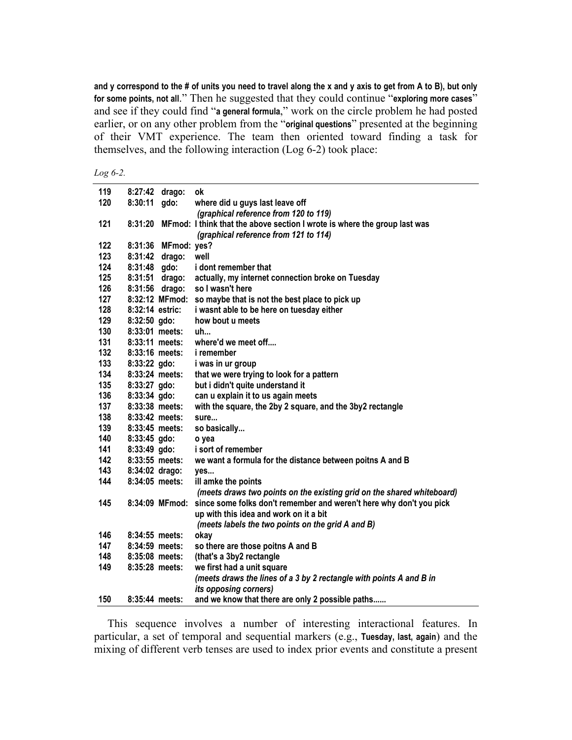**and y correspond to the # of units you need to travel along the x and y axis to get from A to B), but only for some points, not all**." Then he suggested that they could continue "**exploring more cases**" and see if they could find "**a general formula**," work on the circle problem he had posted earlier, or on any other problem from the "**original questions**" presented at the beginning of their VMT experience. The team then oriented toward finding a task for themselves, and the following interaction (Log 6-2) took place:

*Log 6-2.*

| | | | |
|---|---|---|---|
| 119 | 8:27:42 | drago: | ok |
| 120 | 8:30:11 | gdo: | where did u guys last leave off<br>*(graphical reference from 120 to 119)* |
| 121 | 8:31:20 | MFmod: | I think that the above section I wrote is where the group last was<br>*(graphical reference from 121 to 114)* |
| 122 | 8:31:36 | MFmod: | yes? |
| 123 | 8:31:42 | drago: | well |
| 124 | 8:31:48 | gdo: | i dont remember that |
| 125 | 8:31:51 | drago: | actually, my internet connection broke on Tuesday |
| 126 | 8:31:56 | drago: | so I wasn't here |
| 127 | 8:32:12 | MFmod: | so maybe that is not the best place to pick up |
| 128 | 8:32:14 | estric: | i wasnt able to be here on tuesday either |
| 129 | 8:32:50 | gdo: | how bout u meets |
| 130 | 8:33:01 | meets: | uh... |
| 131 | 8:33:11 | meets: | where'd we meet off.... |
| 132 | 8:33:16 | meets: | i remember |
| 133 | 8:33:22 | gdo: | i was in ur group |
| 134 | 8:33:24 | meets: | that we were trying to look for a pattern |
| 135 | 8:33:27 | gdo: | but i didn't quite understand it |
| 136 | 8:33:34 | gdo: | can u explain it to us again meets |
| 137 | 8:33:38 | meets: | with the square, the 2by 2 square, and the 3by2 rectangle |
| 138 | 8:33:42 | meets: | sure... |
| 139 | 8:33:45 | meets: | so basically... |
| 140 | 8:33:45 | gdo: | o yea |
| 141 | 8:33:49 | gdo: | i sort of remember |
| 142 | 8:33:55 | meets: | we want a formula for the distance between poitns A and B |
| 143 | 8:34:02 | drago: | yes... |
| 144 | 8:34:05 | meets: | ill amke the points<br>*(meets draws two points on the existing grid on the shared whiteboard)* |
| 145 | 8:34:09 | MFmod: | since some folks don't remember and weren't here why don't you pick up with this idea and work on it a bit<br>*(meets labels the two points on the grid A and B)* |
| 146 | 8:34:55 | meets: | okay |
| 147 | 8:34:59 | meets: | so there are those poitns A and B |
| 148 | 8:35:08 | meets: | (that's a 3by2 rectangle |
| 149 | 8:35:28 | meets: | we first had a unit square<br>*(meets draws the lines of a 3 by 2 rectangle with points A and B in its opposing corners)* |
| 150 | 8:35:44 | meets: | and we know that there are only 2 possible paths...... |

This sequence involves a number of interesting interactional features. In particular, a set of temporal and sequential markers (e.g., **Tuesday**, **last**, **again**) and the mixing of different verb tenses are used to index prior events and constitute a present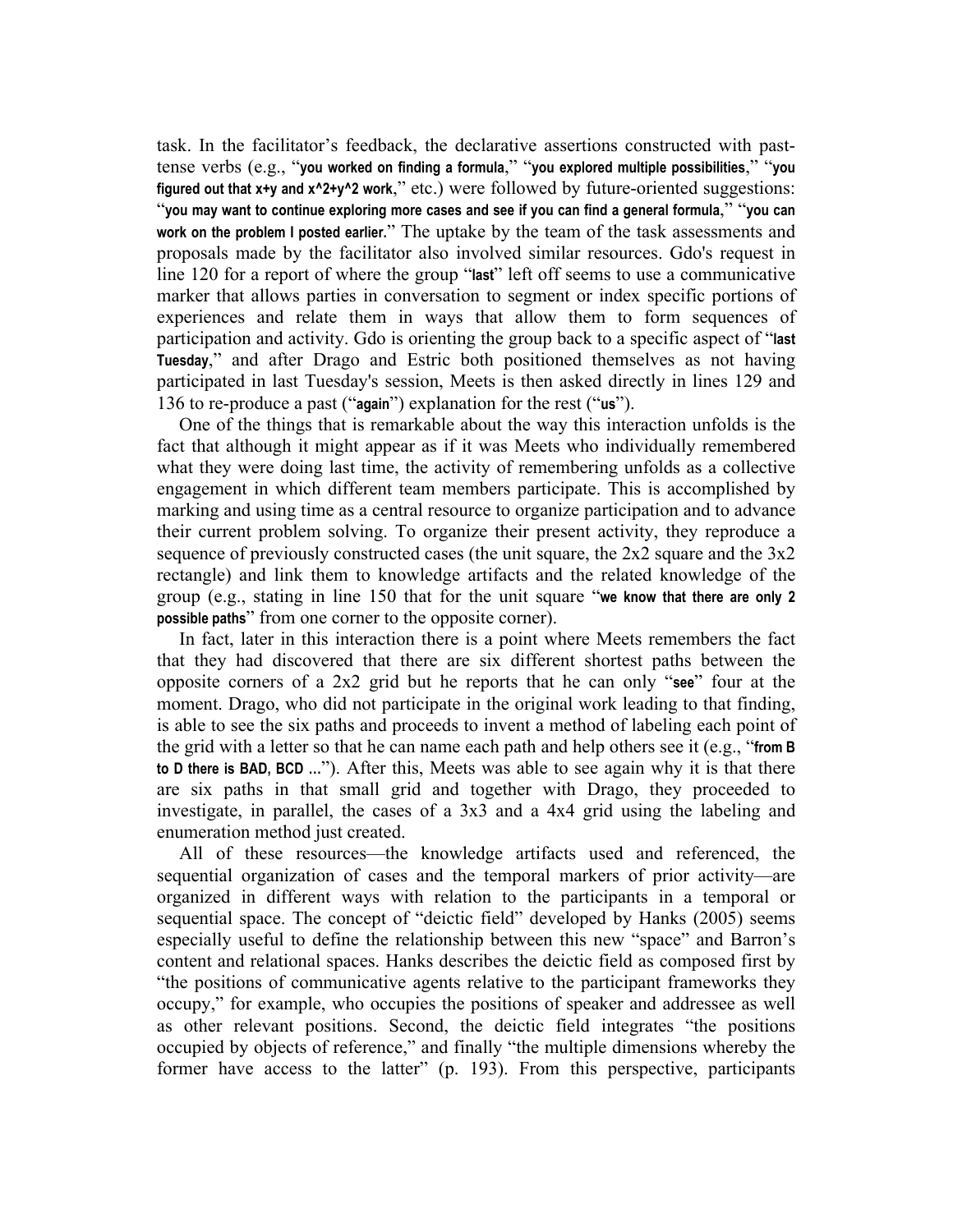task. In the facilitator's feedback, the declarative assertions constructed with past-tense verbs (e.g., "**you worked on finding a formula**," "**you explored multiple possibilities**," "**you figured out that x+y and x^2+y^2 work**," etc.) were followed by future-oriented suggestions: "**you may want to continue exploring more cases and see if you can find a general formula**," "**you can work on the problem I posted earlier.**" The uptake by the team of the task assessments and proposals made by the facilitator also involved similar resources. Gdo's request in line 120 for a report of where the group "**last**" left off seems to use a communicative marker that allows parties in conversation to segment or index specific portions of experiences and relate them in ways that allow them to form sequences of participation and activity. Gdo is orienting the group back to a specific aspect of "**last Tuesday**," and after Drago and Estric both positioned themselves as not having participated in last Tuesday's session, Meets is then asked directly in lines 129 and 136 to re-produce a past ("**again**") explanation for the rest ("**us**").

One of the things that is remarkable about the way this interaction unfolds is the fact that although it might appear as if it was Meets who individually remembered what they were doing last time, the activity of remembering unfolds as a collective engagement in which different team members participate. This is accomplished by marking and using time as a central resource to organize participation and to advance their current problem solving. To organize their present activity, they reproduce a sequence of previously constructed cases (the unit square, the 2x2 square and the 3x2 rectangle) and link them to knowledge artifacts and the related knowledge of the group (e.g., stating in line 150 that for the unit square "**we know that there are only 2 possible paths**" from one corner to the opposite corner).

In fact, later in this interaction there is a point where Meets remembers the fact that they had discovered that there are six different shortest paths between the opposite corners of a 2x2 grid but he reports that he can only "**see**" four at the moment. Drago, who did not participate in the original work leading to that finding, is able to see the six paths and proceeds to invent a method of labeling each point of the grid with a letter so that he can name each path and help others see it (e.g., "**from B to D there is BAD, BCD ...**"). After this, Meets was able to see again why it is that there are six paths in that small grid and together with Drago, they proceeded to investigate, in parallel, the cases of a 3x3 and a 4x4 grid using the labeling and enumeration method just created.

All of these resources—the knowledge artifacts used and referenced, the sequential organization of cases and the temporal markers of prior activity—are organized in different ways with relation to the participants in a temporal or sequential space. The concept of "deictic field" developed by Hanks (2005) seems especially useful to define the relationship between this new "space" and Barron's content and relational spaces. Hanks describes the deictic field as composed first by "the positions of communicative agents relative to the participant frameworks they occupy," for example, who occupies the positions of speaker and addressee as well as other relevant positions. Second, the deictic field integrates "the positions occupied by objects of reference," and finally "the multiple dimensions whereby the former have access to the latter" (p. 193). From this perspective, participants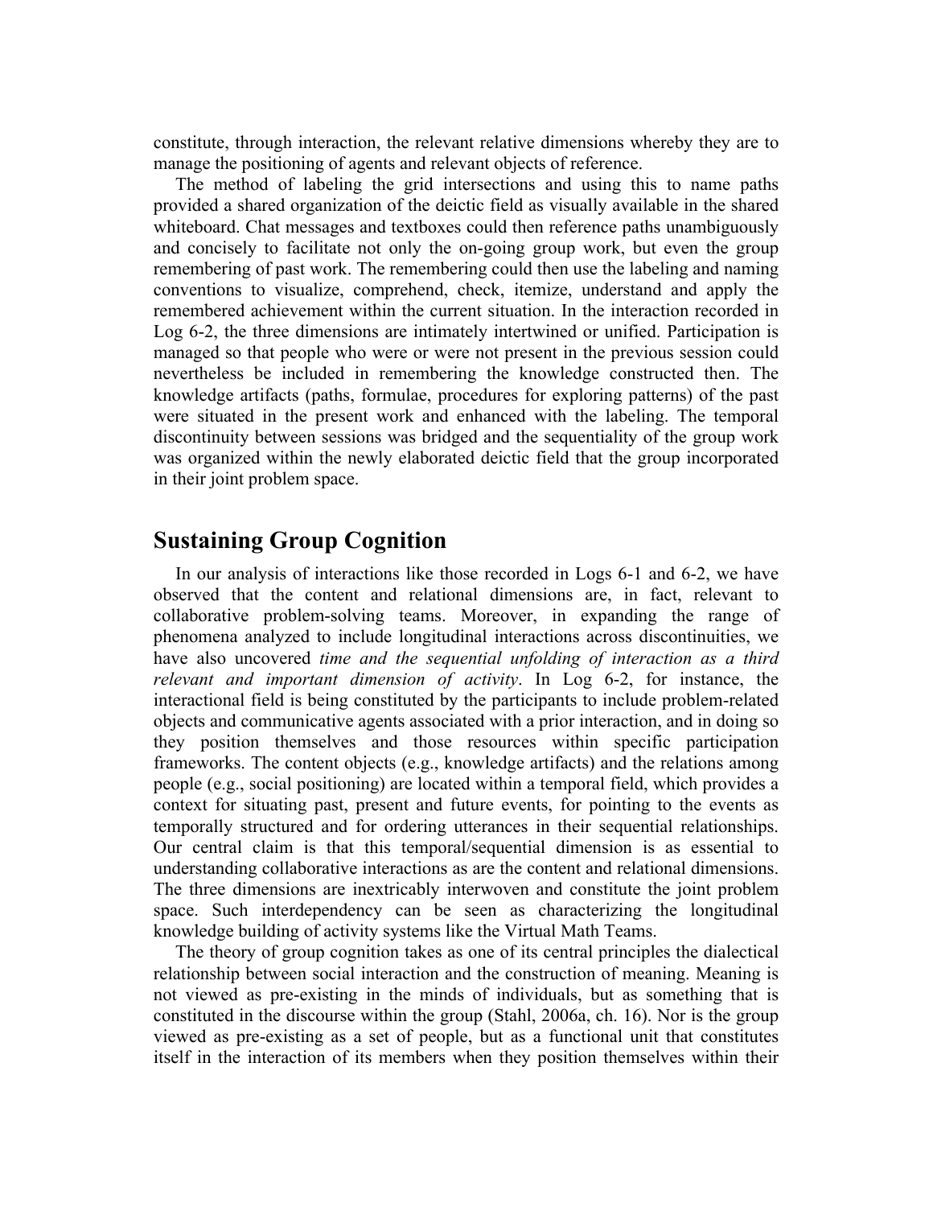constitute, through interaction, the relevant relative dimensions whereby they are to manage the positioning of agents and relevant objects of reference.

The method of labeling the grid intersections and using this to name paths provided a shared organization of the deictic field as visually available in the shared whiteboard. Chat messages and textboxes could then reference paths unambiguously and concisely to facilitate not only the on-going group work, but even the group remembering of past work. The remembering could then use the labeling and naming conventions to visualize, comprehend, check, itemize, understand and apply the remembered achievement within the current situation. In the interaction recorded in Log 6-2, the three dimensions are intimately intertwined or unified. Participation is managed so that people who were or were not present in the previous session could nevertheless be included in remembering the knowledge constructed then. The knowledge artifacts (paths, formulae, procedures for exploring patterns) of the past were situated in the present work and enhanced with the labeling. The temporal discontinuity between sessions was bridged and the sequentiality of the group work was organized within the newly elaborated deictic field that the group incorporated in their joint problem space.

## Sustaining Group Cognition

In our analysis of interactions like those recorded in Logs 6-1 and 6-2, we have observed that the content and relational dimensions are, in fact, relevant to collaborative problem-solving teams. Moreover, in expanding the range of phenomena analyzed to include longitudinal interactions across discontinuities, we have also uncovered *time and the sequential unfolding of interaction as a third relevant and important dimension of activity*. In Log 6-2, for instance, the interactional field is being constituted by the participants to include problem-related objects and communicative agents associated with a prior interaction, and in doing so they position themselves and those resources within specific participation frameworks. The content objects (e.g., knowledge artifacts) and the relations among people (e.g., social positioning) are located within a temporal field, which provides a context for situating past, present and future events, for pointing to the events as temporally structured and for ordering utterances in their sequential relationships. Our central claim is that this temporal/sequential dimension is as essential to understanding collaborative interactions as are the content and relational dimensions. The three dimensions are inextricably interwoven and constitute the joint problem space. Such interdependency can be seen as characterizing the longitudinal knowledge building of activity systems like the Virtual Math Teams.

The theory of group cognition takes as one of its central principles the dialectical relationship between social interaction and the construction of meaning. Meaning is not viewed as pre-existing in the minds of individuals, but as something that is constituted in the discourse within the group (Stahl, 2006a, ch. 16). Nor is the group viewed as pre-existing as a set of people, but as a functional unit that constitutes itself in the interaction of its members when they position themselves within their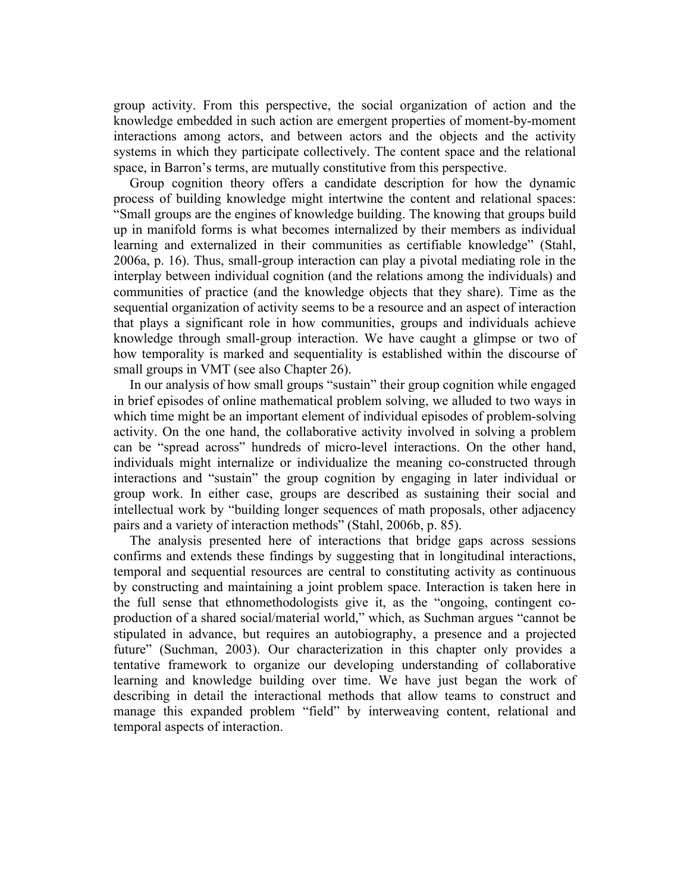group activity. From this perspective, the social organization of action and the knowledge embedded in such action are emergent properties of moment-by-moment interactions among actors, and between actors and the objects and the activity systems in which they participate collectively. The content space and the relational space, in Barron's terms, are mutually constitutive from this perspective.

Group cognition theory offers a candidate description for how the dynamic process of building knowledge might intertwine the content and relational spaces: "Small groups are the engines of knowledge building. The knowing that groups build up in manifold forms is what becomes internalized by their members as individual learning and externalized in their communities as certifiable knowledge" (Stahl, 2006a, p. 16). Thus, small-group interaction can play a pivotal mediating role in the interplay between individual cognition (and the relations among the individuals) and communities of practice (and the knowledge objects that they share). Time as the sequential organization of activity seems to be a resource and an aspect of interaction that plays a significant role in how communities, groups and individuals achieve knowledge through small-group interaction. We have caught a glimpse or two of how temporality is marked and sequentiality is established within the discourse of small groups in VMT (see also Chapter 26).

In our analysis of how small groups "sustain" their group cognition while engaged in brief episodes of online mathematical problem solving, we alluded to two ways in which time might be an important element of individual episodes of problem-solving activity. On the one hand, the collaborative activity involved in solving a problem can be "spread across" hundreds of micro-level interactions. On the other hand, individuals might internalize or individualize the meaning co-constructed through interactions and "sustain" the group cognition by engaging in later individual or group work. In either case, groups are described as sustaining their social and intellectual work by "building longer sequences of math proposals, other adjacency pairs and a variety of interaction methods" (Stahl, 2006b, p. 85).

The analysis presented here of interactions that bridge gaps across sessions confirms and extends these findings by suggesting that in longitudinal interactions, temporal and sequential resources are central to constituting activity as continuous by constructing and maintaining a joint problem space. Interaction is taken here in the full sense that ethnomethodologists give it, as the "ongoing, contingent co-production of a shared social/material world," which, as Suchman argues "cannot be stipulated in advance, but requires an autobiography, a presence and a projected future" (Suchman, 2003). Our characterization in this chapter only provides a tentative framework to organize our developing understanding of collaborative learning and knowledge building over time. We have just began the work of describing in detail the interactional methods that allow teams to construct and manage this expanded problem "field" by interweaving content, relational and temporal aspects of interaction.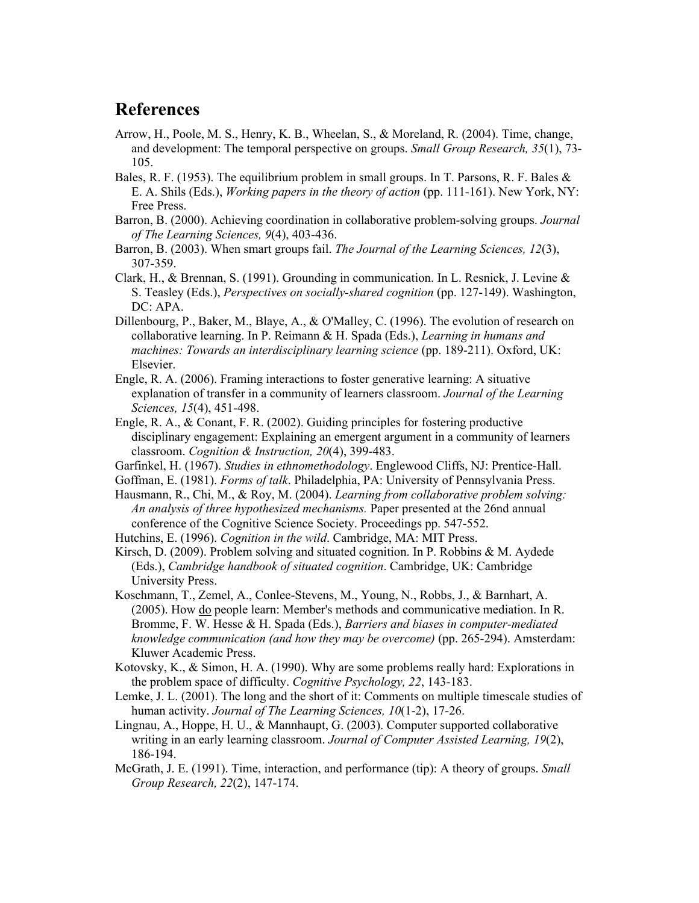## References

Arrow, H., Poole, M. S., Henry, K. B., Wheelan, S., & Moreland, R. (2004). Time, change, and development: The temporal perspective on groups. *Small Group Research, 35*(1), 73-105.

Bales, R. F. (1953). The equilibrium problem in small groups. In T. Parsons, R. F. Bales & E. A. Shils (Eds.), *Working papers in the theory of action* (pp. 111-161). New York, NY: Free Press.

Barron, B. (2000). Achieving coordination in collaborative problem-solving groups. *Journal of The Learning Sciences, 9*(4), 403-436.

Barron, B. (2003). When smart groups fail. *The Journal of the Learning Sciences, 12*(3), 307-359.

Clark, H., & Brennan, S. (1991). Grounding in communication. In L. Resnick, J. Levine & S. Teasley (Eds.), *Perspectives on socially-shared cognition* (pp. 127-149). Washington, DC: APA.

Dillenbourg, P., Baker, M., Blaye, A., & O'Malley, C. (1996). The evolution of research on collaborative learning. In P. Reimann & H. Spada (Eds.), *Learning in humans and machines: Towards an interdisciplinary learning science* (pp. 189-211). Oxford, UK: Elsevier.

Engle, R. A. (2006). Framing interactions to foster generative learning: A situative explanation of transfer in a community of learners classroom. *Journal of the Learning Sciences, 15*(4), 451-498.

Engle, R. A., & Conant, F. R. (2002). Guiding principles for fostering productive disciplinary engagement: Explaining an emergent argument in a community of learners classroom. *Cognition & Instruction, 20*(4), 399-483.

Garfinkel, H. (1967). *Studies in ethnomethodology*. Englewood Cliffs, NJ: Prentice-Hall.

Goffman, E. (1981). *Forms of talk*. Philadelphia, PA: University of Pennsylvania Press.

Hausmann, R., Chi, M., & Roy, M. (2004). *Learning from collaborative problem solving: An analysis of three hypothesized mechanisms.* Paper presented at the 26nd annual conference of the Cognitive Science Society. Proceedings pp. 547-552.

Hutchins, E. (1996). *Cognition in the wild*. Cambridge, MA: MIT Press.

Kirsch, D. (2009). Problem solving and situated cognition. In P. Robbins & M. Aydede (Eds.), *Cambridge handbook of situated cognition*. Cambridge, UK: Cambridge University Press.

Koschmann, T., Zemel, A., Conlee-Stevens, M., Young, N., Robbs, J., & Barnhart, A. (2005). How do people learn: Member's methods and communicative mediation. In R. Bromme, F. W. Hesse & H. Spada (Eds.), *Barriers and biases in computer-mediated knowledge communication (and how they may be overcome)* (pp. 265-294). Amsterdam: Kluwer Academic Press.

Kotovsky, K., & Simon, H. A. (1990). Why are some problems really hard: Explorations in the problem space of difficulty. *Cognitive Psychology, 22*, 143-183.

Lemke, J. L. (2001). The long and the short of it: Comments on multiple timescale studies of human activity. *Journal of The Learning Sciences, 10*(1-2), 17-26.

Lingnau, A., Hoppe, H. U., & Mannhaupt, G. (2003). Computer supported collaborative writing in an early learning classroom. *Journal of Computer Assisted Learning, 19*(2), 186-194.

McGrath, J. E. (1991). Time, interaction, and performance (tip): A theory of groups. *Small Group Research, 22*(2), 147-174.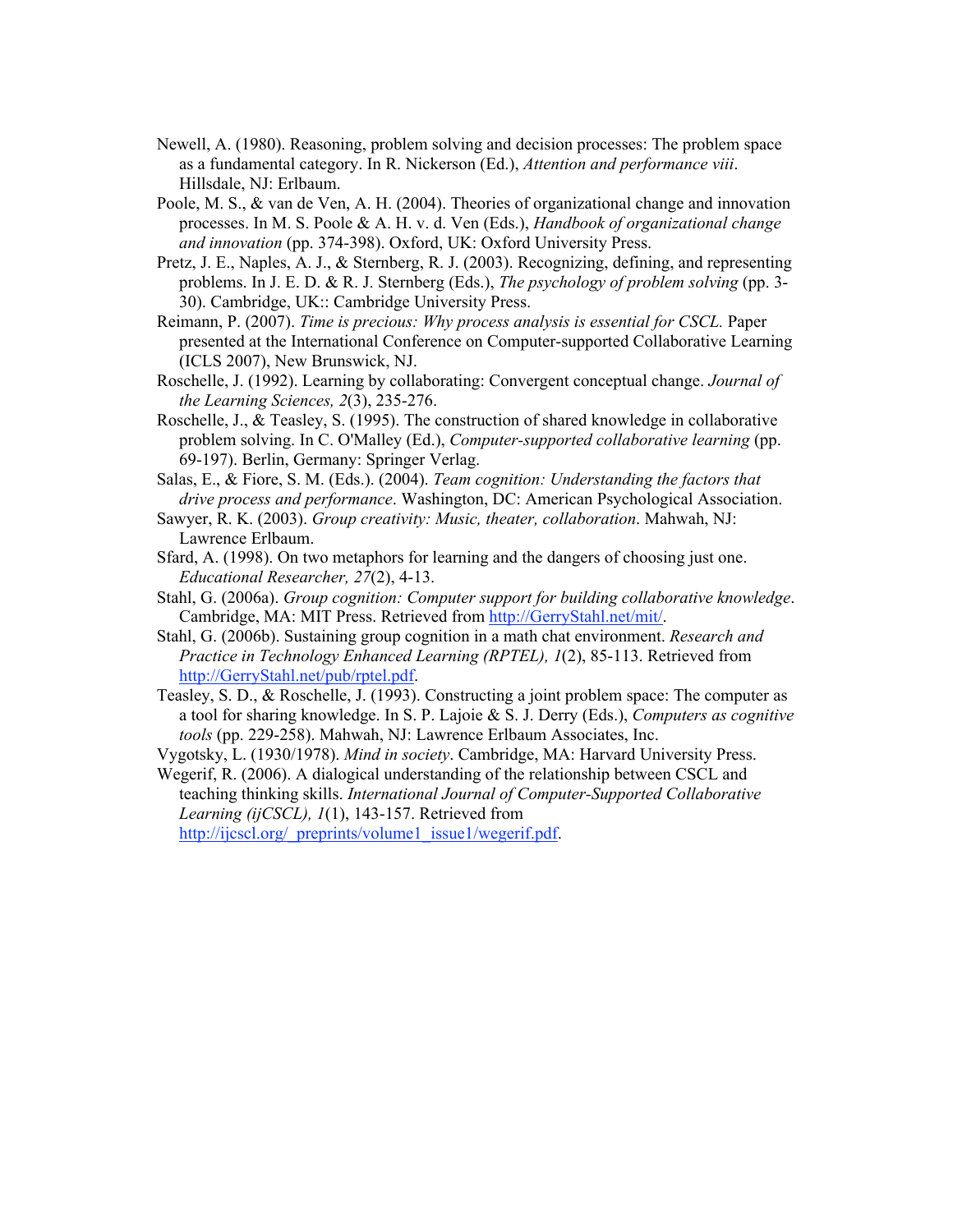Newell, A. (1980). Reasoning, problem solving and decision processes: The problem space as a fundamental category. In R. Nickerson (Ed.), *Attention and performance viii*. Hillsdale, NJ: Erlbaum.

Poole, M. S., & van de Ven, A. H. (2004). Theories of organizational change and innovation processes. In M. S. Poole & A. H. v. d. Ven (Eds.), *Handbook of organizational change and innovation* (pp. 374-398). Oxford, UK: Oxford University Press.

Pretz, J. E., Naples, A. J., & Sternberg, R. J. (2003). Recognizing, defining, and representing problems. In J. E. D. & R. J. Sternberg (Eds.), *The psychology of problem solving* (pp. 3-30). Cambridge, UK:: Cambridge University Press.

Reimann, P. (2007). *Time is precious: Why process analysis is essential for CSCL.* Paper presented at the International Conference on Computer-supported Collaborative Learning (ICLS 2007), New Brunswick, NJ.

Roschelle, J. (1992). Learning by collaborating: Convergent conceptual change. *Journal of the Learning Sciences, 2*(3), 235-276.

Roschelle, J., & Teasley, S. (1995). The construction of shared knowledge in collaborative problem solving. In C. O'Malley (Ed.), *Computer-supported collaborative learning* (pp. 69-197). Berlin, Germany: Springer Verlag.

Salas, E., & Fiore, S. M. (Eds.). (2004). *Team cognition: Understanding the factors that drive process and performance*. Washington, DC: American Psychological Association.

Sawyer, R. K. (2003). *Group creativity: Music, theater, collaboration*. Mahwah, NJ: Lawrence Erlbaum.

Sfard, A. (1998). On two metaphors for learning and the dangers of choosing just one. *Educational Researcher, 27*(2), 4-13.

Stahl, G. (2006a). *Group cognition: Computer support for building collaborative knowledge*. Cambridge, MA: MIT Press. Retrieved from http://GerryStahl.net/mit/.

Stahl, G. (2006b). Sustaining group cognition in a math chat environment. *Research and Practice in Technology Enhanced Learning (RPTEL), 1*(2), 85-113. Retrieved from http://GerryStahl.net/pub/rptel.pdf.

Teasley, S. D., & Roschelle, J. (1993). Constructing a joint problem space: The computer as a tool for sharing knowledge. In S. P. Lajoie & S. J. Derry (Eds.), *Computers as cognitive tools* (pp. 229-258). Mahwah, NJ: Lawrence Erlbaum Associates, Inc.

Vygotsky, L. (1930/1978). *Mind in society*. Cambridge, MA: Harvard University Press.

Wegerif, R. (2006). A dialogical understanding of the relationship between CSCL and teaching thinking skills. *International Journal of Computer-Supported Collaborative Learning (ijCSCL), 1*(1), 143-157. Retrieved from http://ijcscl.org/_preprints/volume1_issue1/wegerif.pdf.